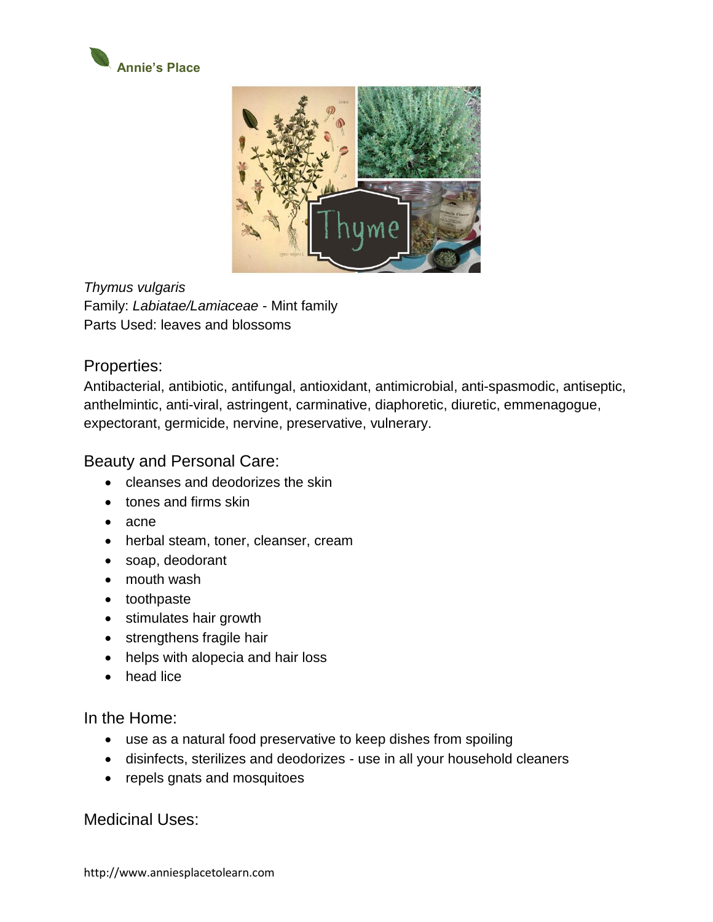Annie's Place

*Thymus vulgaris*
Family: *Labiatae/Lamiaceae* - Mint family
Parts Used: leaves and blossoms

## Properties:

Antibacterial, antibiotic, antifungal, antioxidant, antimicrobial, anti-spasmodic, antiseptic, anthelmintic, anti-viral, astringent, carminative, diaphoretic, diuretic, emmenagogue, expectorant, germicide, nervine, preservative, vulnerary.

## Beauty and Personal Care:

- cleanses and deodorizes the skin
- tones and firms skin
- acne
- herbal steam, toner, cleanser, cream
- soap, deodorant
- mouth wash
- toothpaste
- stimulates hair growth
- strengthens fragile hair
- helps with alopecia and hair loss
- head lice

## In the Home:

- use as a natural food preservative to keep dishes from spoiling
- disinfects, sterilizes and deodorizes - use in all your household cleaners
- repels gnats and mosquitoes

## Medicinal Uses: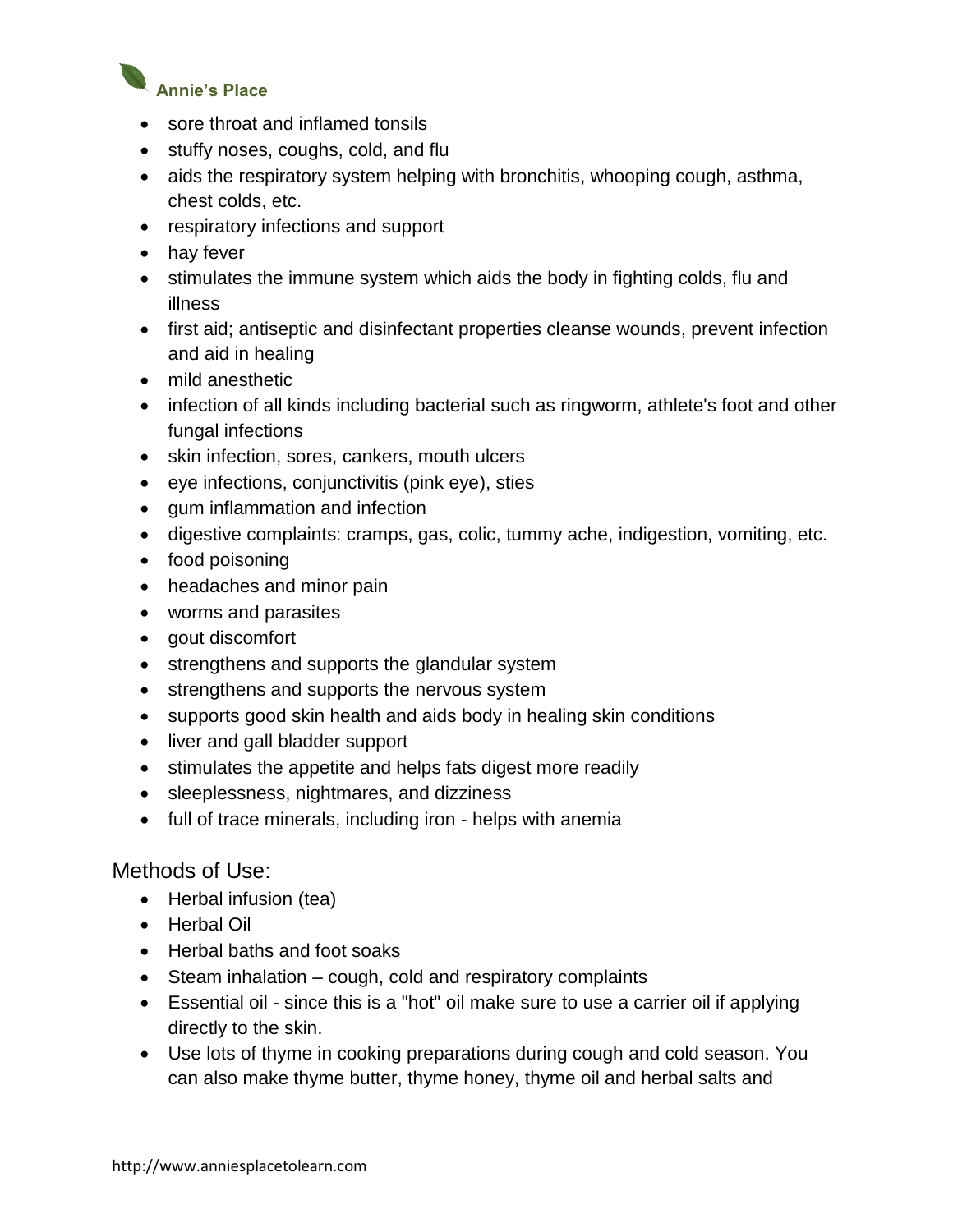- sore throat and inflamed tonsils
- stuffy noses, coughs, cold, and flu
- aids the respiratory system helping with bronchitis, whooping cough, asthma, chest colds, etc.
- respiratory infections and support
- hay fever
- stimulates the immune system which aids the body in fighting colds, flu and illness
- first aid; antiseptic and disinfectant properties cleanse wounds, prevent infection and aid in healing
- mild anesthetic
- infection of all kinds including bacterial such as ringworm, athlete's foot and other fungal infections
- skin infection, sores, cankers, mouth ulcers
- eye infections, conjunctivitis (pink eye), sties
- gum inflammation and infection
- digestive complaints: cramps, gas, colic, tummy ache, indigestion, vomiting, etc.
- food poisoning
- headaches and minor pain
- worms and parasites
- gout discomfort
- strengthens and supports the glandular system
- strengthens and supports the nervous system
- supports good skin health and aids body in healing skin conditions
- liver and gall bladder support
- stimulates the appetite and helps fats digest more readily
- sleeplessness, nightmares, and dizziness
- full of trace minerals, including iron - helps with anemia

## Methods of Use:

- Herbal infusion (tea)
- Herbal Oil
- Herbal baths and foot soaks
- Steam inhalation – cough, cold and respiratory complaints
- Essential oil - since this is a "hot" oil make sure to use a carrier oil if applying directly to the skin.
- Use lots of thyme in cooking preparations during cough and cold season. You can also make thyme butter, thyme honey, thyme oil and herbal salts and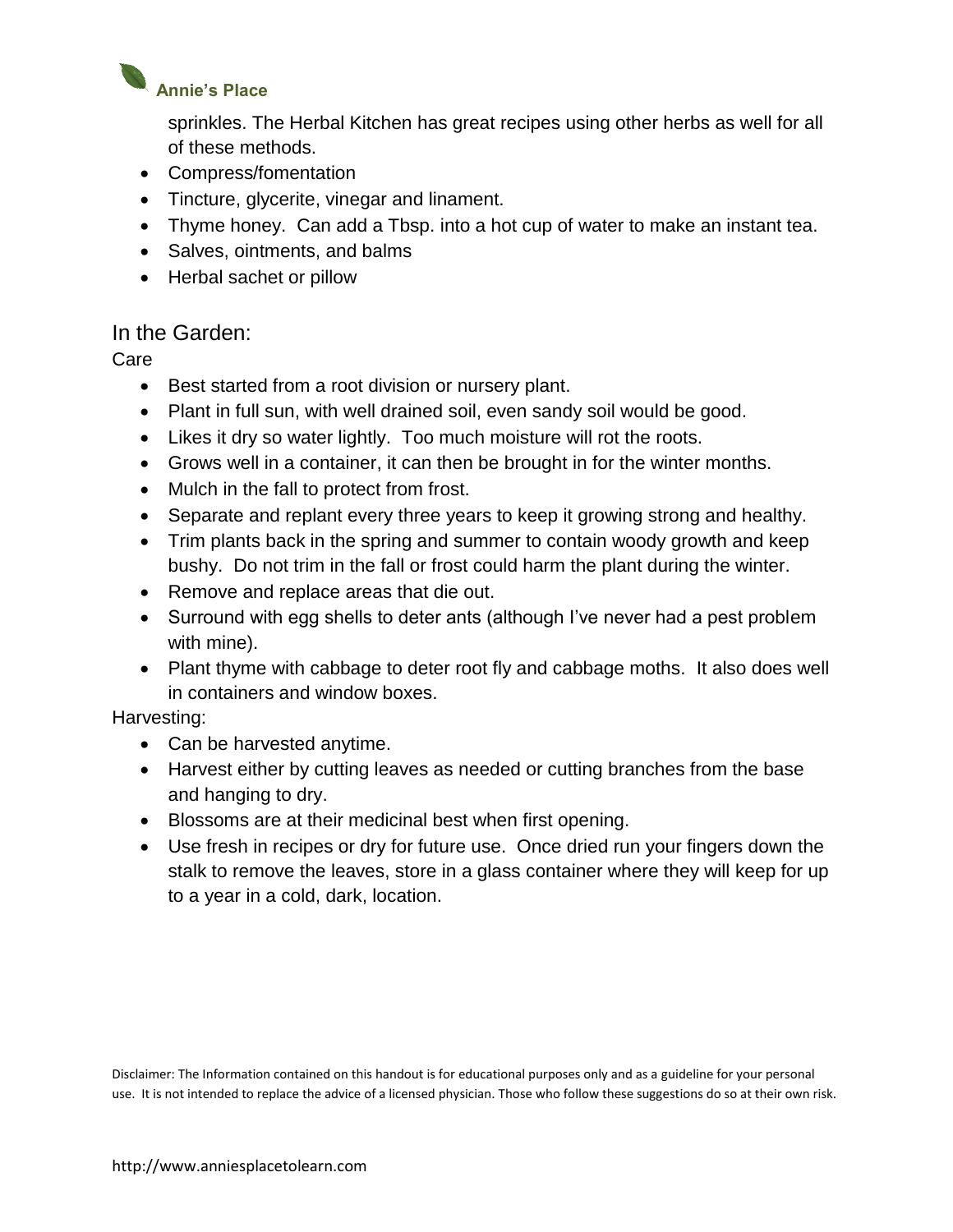sprinkles. The Herbal Kitchen has great recipes using other herbs as well for all of these methods.

- Compress/fomentation
- Tincture, glycerite, vinegar and linament.
- Thyme honey. Can add a Tbsp. into a hot cup of water to make an instant tea.
- Salves, ointments, and balms
- Herbal sachet or pillow

## In the Garden:

Care

- Best started from a root division or nursery plant.
- Plant in full sun, with well drained soil, even sandy soil would be good.
- Likes it dry so water lightly. Too much moisture will rot the roots.
- Grows well in a container, it can then be brought in for the winter months.
- Mulch in the fall to protect from frost.
- Separate and replant every three years to keep it growing strong and healthy.
- Trim plants back in the spring and summer to contain woody growth and keep bushy. Do not trim in the fall or frost could harm the plant during the winter.
- Remove and replace areas that die out.
- Surround with egg shells to deter ants (although I've never had a pest problem with mine).
- Plant thyme with cabbage to deter root fly and cabbage moths. It also does well in containers and window boxes.

Harvesting:

- Can be harvested anytime.
- Harvest either by cutting leaves as needed or cutting branches from the base and hanging to dry.
- Blossoms are at their medicinal best when first opening.
- Use fresh in recipes or dry for future use. Once dried run your fingers down the stalk to remove the leaves, store in a glass container where they will keep for up to a year in a cold, dark, location.

Disclaimer: The Information contained on this handout is for educational purposes only and as a guideline for your personal use. It is not intended to replace the advice of a licensed physician. Those who follow these suggestions do so at their own risk.